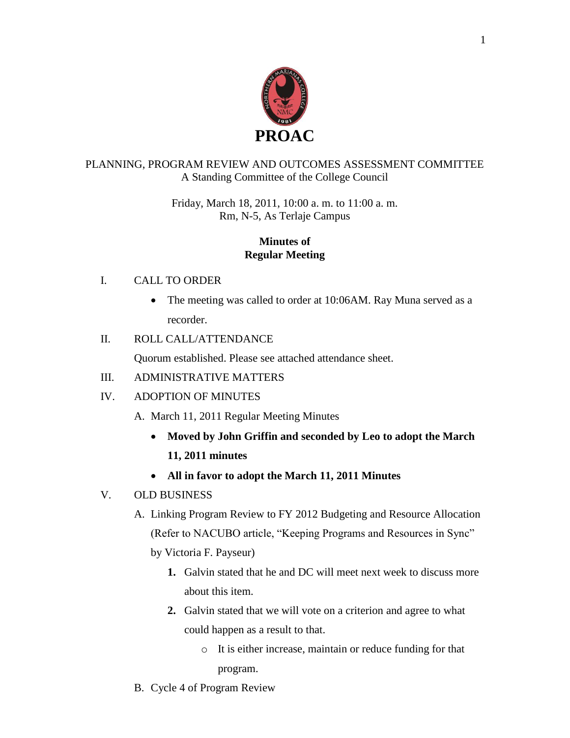# PROAC

PLANNING, PROGRAM REVIEW AND OUTCOMES ASSESSMENT COMMITTEE
A Standing Committee of the College Council

Friday, March 18, 2011, 10:00 a. m. to 11:00 a. m.
Rm, N-5, As Terlaje Campus

**Minutes of**
**Regular Meeting**

I. CALL TO ORDER

- The meeting was called to order at 10:06AM. Ray Muna served as a recorder.

II. ROLL CALL/ATTENDANCE

Quorum established. Please see attached attendance sheet.

III. ADMINISTRATIVE MATTERS

IV. ADOPTION OF MINUTES

A. March 11, 2011 Regular Meeting Minutes

- **Moved by John Griffin and seconded by Leo to adopt the March 11, 2011 minutes**
- **All in favor to adopt the March 11, 2011 Minutes**

V. OLD BUSINESS

A. Linking Program Review to FY 2012 Budgeting and Resource Allocation (Refer to NACUBO article, "Keeping Programs and Resources in Sync" by Victoria F. Payseur)

1. Galvin stated that he and DC will meet next week to discuss more about this item.
2. Galvin stated that we will vote on a criterion and agree to what could happen as a result to that.
   - It is either increase, maintain or reduce funding for that program.

B. Cycle 4 of Program Review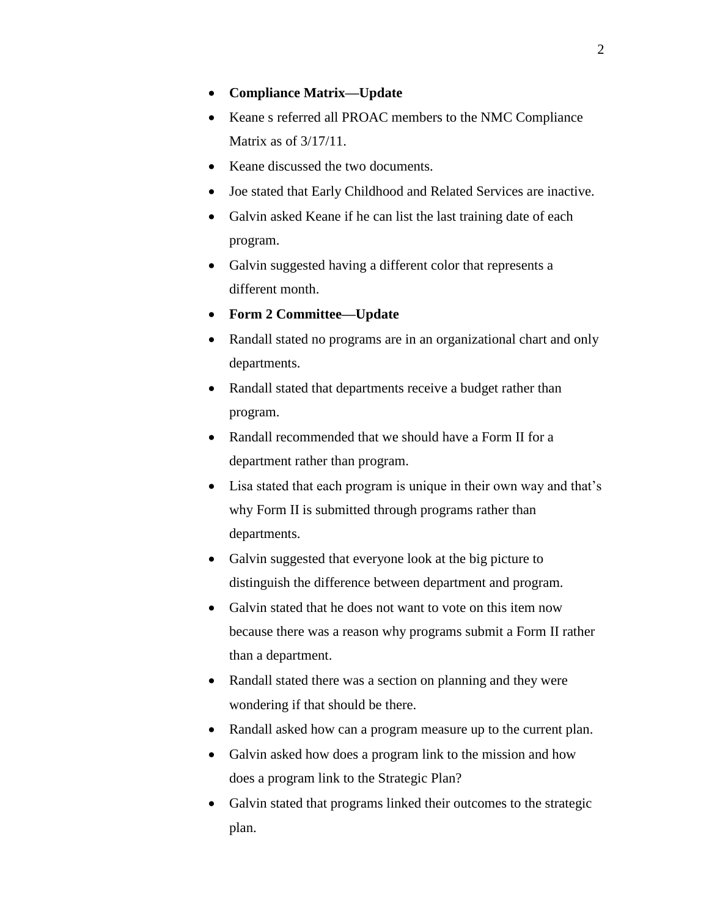- **Compliance Matrix—Update**
- Keane s referred all PROAC members to the NMC Compliance Matrix as of 3/17/11.
- Keane discussed the two documents.
- Joe stated that Early Childhood and Related Services are inactive.
- Galvin asked Keane if he can list the last training date of each program.
- Galvin suggested having a different color that represents a different month.
- **Form 2 Committee—Update**
- Randall stated no programs are in an organizational chart and only departments.
- Randall stated that departments receive a budget rather than program.
- Randall recommended that we should have a Form II for a department rather than program.
- Lisa stated that each program is unique in their own way and that's why Form II is submitted through programs rather than departments.
- Galvin suggested that everyone look at the big picture to distinguish the difference between department and program.
- Galvin stated that he does not want to vote on this item now because there was a reason why programs submit a Form II rather than a department.
- Randall stated there was a section on planning and they were wondering if that should be there.
- Randall asked how can a program measure up to the current plan.
- Galvin asked how does a program link to the mission and how does a program link to the Strategic Plan?
- Galvin stated that programs linked their outcomes to the strategic plan.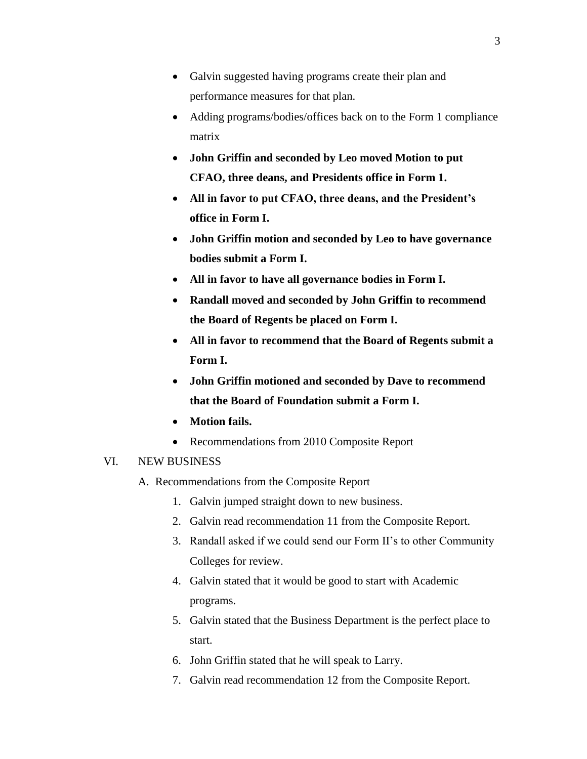- Galvin suggested having programs create their plan and performance measures for that plan.
- Adding programs/bodies/offices back on to the Form 1 compliance matrix
- **John Griffin and seconded by Leo moved Motion to put CFAO, three deans, and Presidents office in Form 1.**
- **All in favor to put CFAO, three deans, and the President's office in Form I.**
- **John Griffin motion and seconded by Leo to have governance bodies submit a Form I.**
- **All in favor to have all governance bodies in Form I.**
- **Randall moved and seconded by John Griffin to recommend the Board of Regents be placed on Form I.**
- **All in favor to recommend that the Board of Regents submit a Form I.**
- **John Griffin motioned and seconded by Dave to recommend that the Board of Foundation submit a Form I.**
- **Motion fails.**
- Recommendations from 2010 Composite Report

VI. NEW BUSINESS

A. Recommendations from the Composite Report

1. Galvin jumped straight down to new business.
2. Galvin read recommendation 11 from the Composite Report.
3. Randall asked if we could send our Form II's to other Community Colleges for review.
4. Galvin stated that it would be good to start with Academic programs.
5. Galvin stated that the Business Department is the perfect place to start.
6. John Griffin stated that he will speak to Larry.
7. Galvin read recommendation 12 from the Composite Report.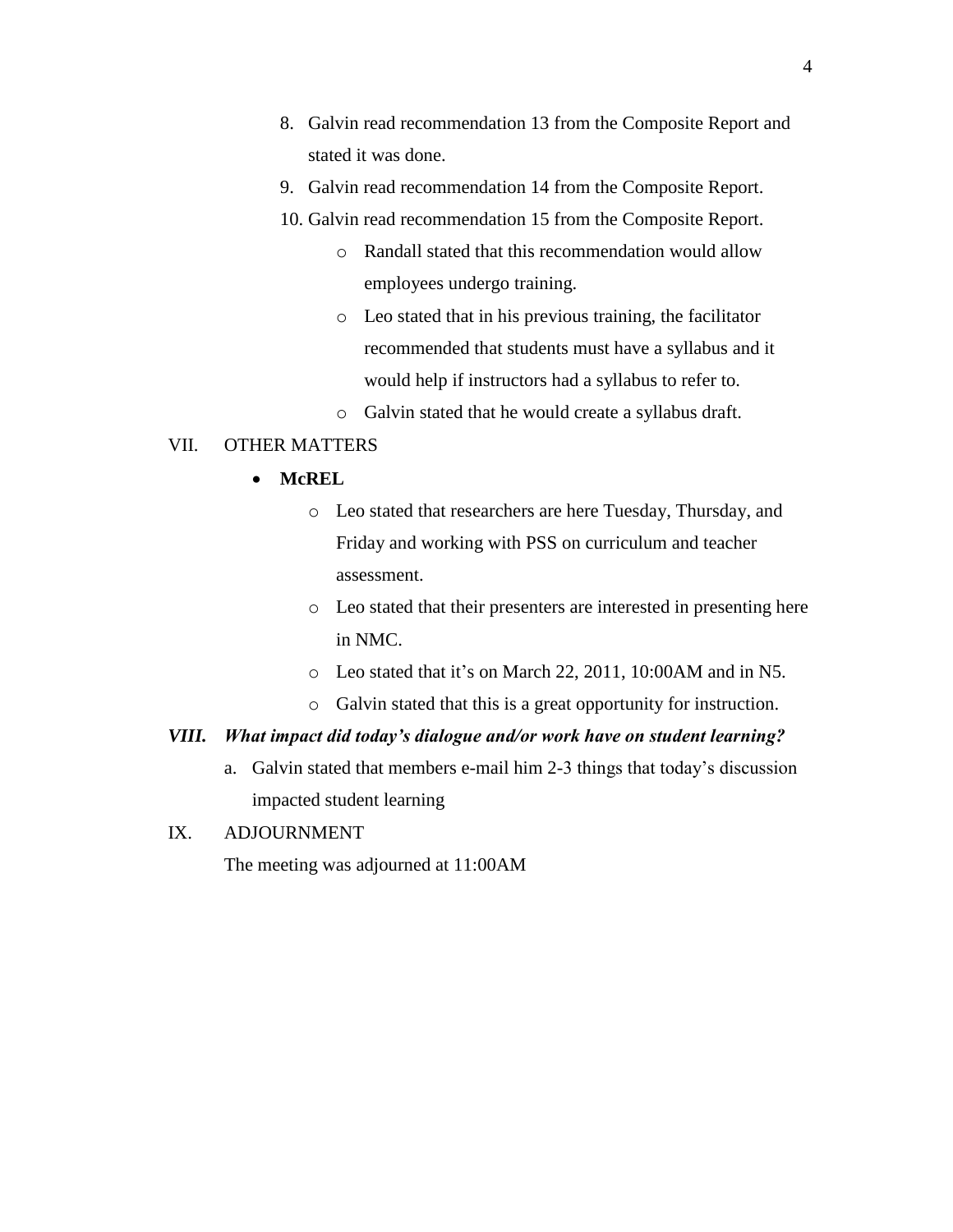8. Galvin read recommendation 13 from the Composite Report and stated it was done.
9. Galvin read recommendation 14 from the Composite Report.
10. Galvin read recommendation 15 from the Composite Report.
    - Randall stated that this recommendation would allow employees undergo training.
    - Leo stated that in his previous training, the facilitator recommended that students must have a syllabus and it would help if instructors had a syllabus to refer to.
    - Galvin stated that he would create a syllabus draft.

VII. OTHER MATTERS

- **McREL**
    - Leo stated that researchers are here Tuesday, Thursday, and Friday and working with PSS on curriculum and teacher assessment.
    - Leo stated that their presenters are interested in presenting here in NMC.
    - Leo stated that it's on March 22, 2011, 10:00AM and in N5.
    - Galvin stated that this is a great opportunity for instruction.

***VIII. What impact did today's dialogue and/or work have on student learning?***

a. Galvin stated that members e-mail him 2-3 things that today's discussion impacted student learning

IX. ADJOURNMENT

The meeting was adjourned at 11:00AM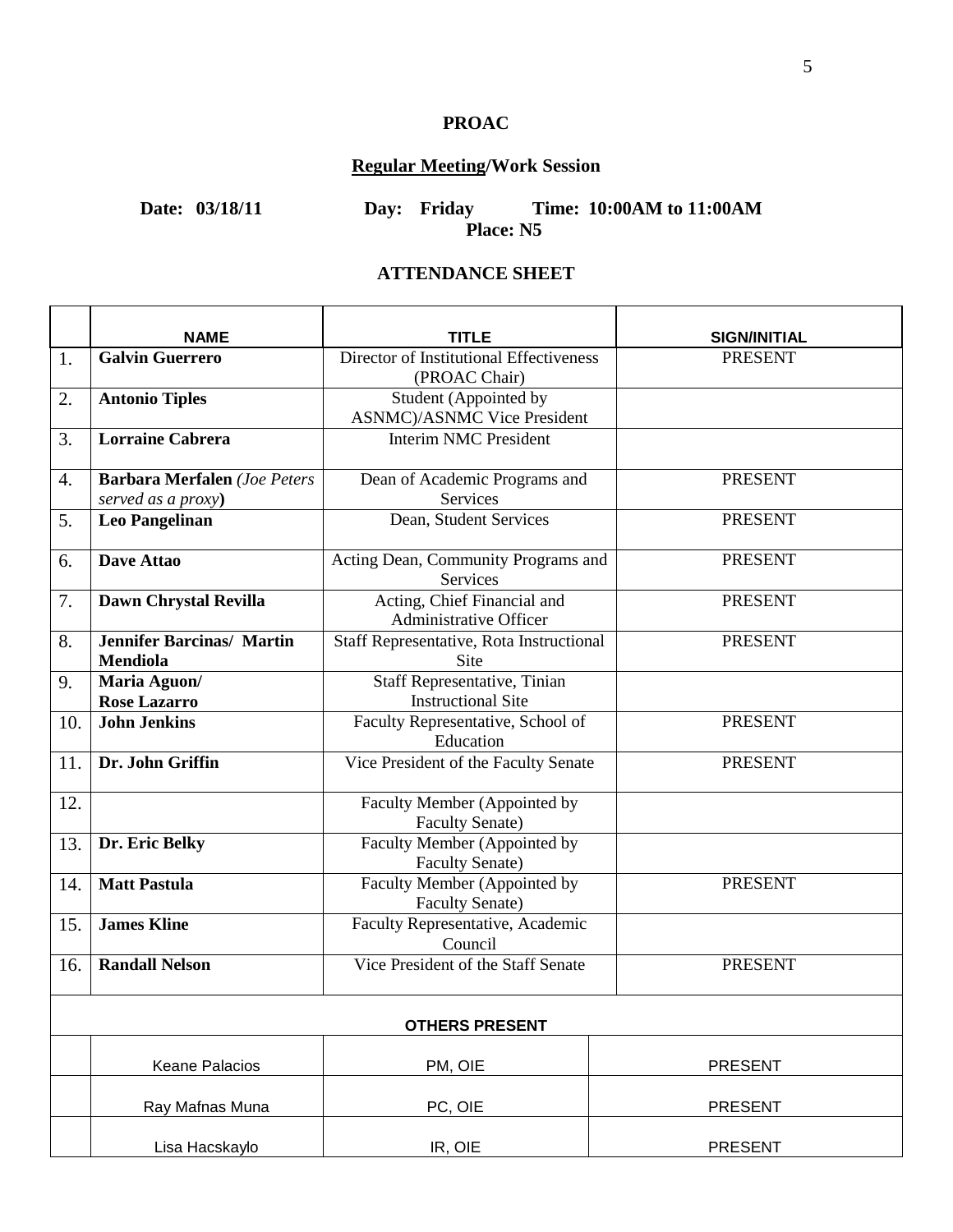**PROAC**

**Regular Meeting/Work Session**

**Date: 03/18/11 Day: Friday Time: 10:00AM to 11:00AM**
**Place: N5**

**ATTENDANCE SHEET**

| | NAME | TITLE | SIGN/INITIAL |
|---|---|---|---|
| 1. | **Galvin Guerrero** | Director of Institutional Effectiveness (PROAC Chair) | PRESENT |
| 2. | **Antonio Tiples** | Student (Appointed by ASNMC)/ASNMC Vice President | |
| 3. | **Lorraine Cabrera** | Interim NMC President | |
| 4. | **Barbara Merfalen** *(Joe Peters served as a proxy)* | Dean of Academic Programs and Services | PRESENT |
| 5. | **Leo Pangelinan** | Dean, Student Services | PRESENT |
| 6. | **Dave Attao** | Acting Dean, Community Programs and Services | PRESENT |
| 7. | **Dawn Chrystal Revilla** | Acting, Chief Financial and Administrative Officer | PRESENT |
| 8. | **Jennifer Barcinas/ Martin Mendiola** | Staff Representative, Rota Instructional Site | PRESENT |
| 9. | **Maria Aguon/ Rose Lazarro** | Staff Representative, Tinian Instructional Site | |
| 10. | **John Jenkins** | Faculty Representative, School of Education | PRESENT |
| 11. | **Dr. John Griffin** | Vice President of the Faculty Senate | PRESENT |
| 12. | | Faculty Member (Appointed by Faculty Senate) | |
| 13. | **Dr. Eric Belky** | Faculty Member (Appointed by Faculty Senate) | |
| 14. | **Matt Pastula** | Faculty Member (Appointed by Faculty Senate) | PRESENT |
| 15. | **James Kline** | Faculty Representative, Academic Council | |
| 16. | **Randall Nelson** | Vice President of the Staff Senate | PRESENT |
| | **OTHERS PRESENT** | | |
| | Keane Palacios | PM, OIE | PRESENT |
| | Ray Mafnas Muna | PC, OIE | PRESENT |
| | Lisa Hacskaylo | IR, OIE | PRESENT |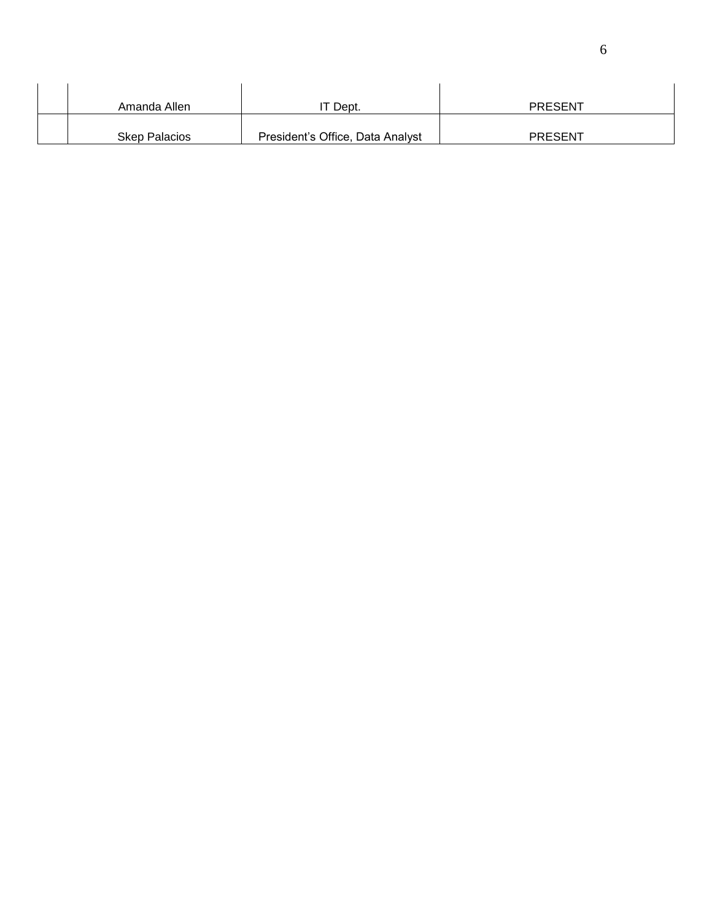| | | | |
|---|---|---|---|
| | Amanda Allen | IT Dept. | PRESENT |
| | Skep Palacios | President's Office, Data Analyst | PRESENT |